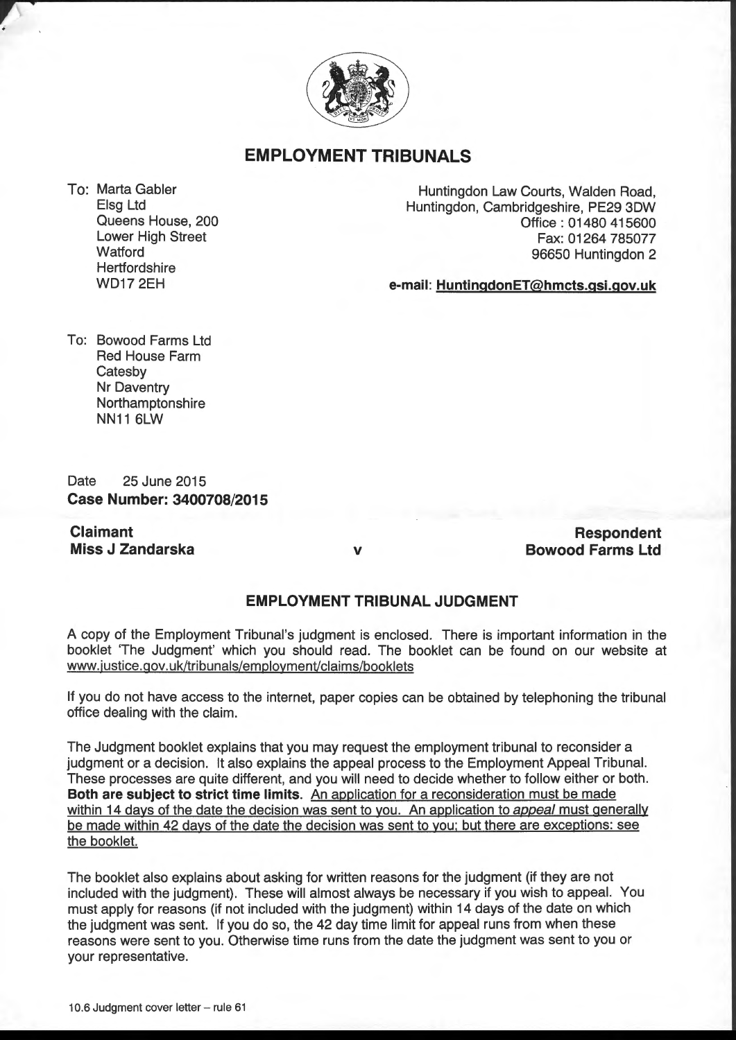# EMPLOYMENT TRIBUNALS

To: Marta Gabler
Elsg Ltd
Queens House, 200
Lower High Street
Watford
Hertfordshire
WD17 2EH

Huntingdon Law Courts, Walden Road,
Huntingdon, Cambridgeshire, PE29 3DW
Office : 01480 415600
Fax: 01264 785077
96650 Huntingdon 2

**e-mail: HuntingdonET@hmcts.gsi.gov.uk**

To: Bowood Farms Ltd
Red House Farm
Catesby
Nr Daventry
Northamptonshire
NN11 6LW

Date 25 June 2015
**Case Number: 3400708/2015**

| **Claimant** | | **Respondent** |
|---|---|---|
| **Miss J Zandarska** | v | **Bowood Farms Ltd** |

## EMPLOYMENT TRIBUNAL JUDGMENT

A copy of the Employment Tribunal's judgment is enclosed. There is important information in the booklet 'The Judgment' which you should read. The booklet can be found on our website at www.justice.gov.uk/tribunals/employment/claims/booklets

If you do not have access to the internet, paper copies can be obtained by telephoning the tribunal office dealing with the claim.

The Judgment booklet explains that you may request the employment tribunal to reconsider a judgment or a decision. It also explains the appeal process to the Employment Appeal Tribunal. These processes are quite different, and you will need to decide whether to follow either or both. **Both are subject to strict time limits.** An application for a reconsideration must be made within 14 days of the date the decision was sent to you. An application to *appeal* must generally be made within 42 days of the date the decision was sent to you; but there are exceptions: see the booklet.

The booklet also explains about asking for written reasons for the judgment (if they are not included with the judgment). These will almost always be necessary if you wish to appeal. You must apply for reasons (if not included with the judgment) within 14 days of the date on which the judgment was sent. If you do so, the 42 day time limit for appeal runs from when these reasons were sent to you. Otherwise time runs from the date the judgment was sent to you or your representative.

10.6 Judgment cover letter – rule 61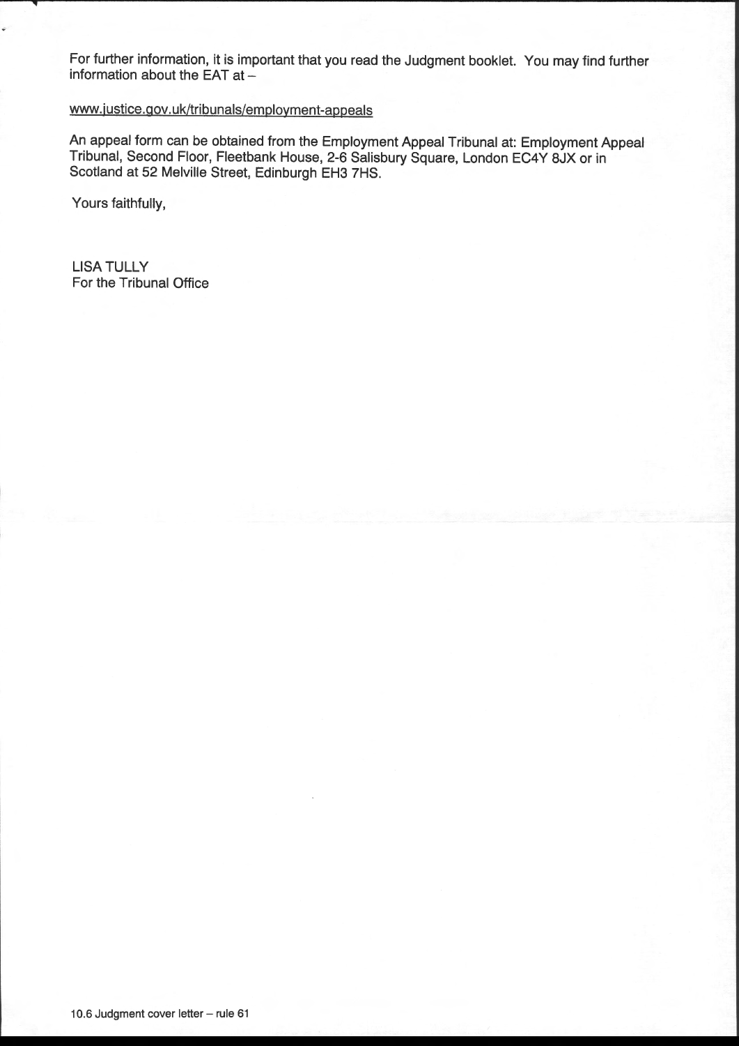For further information, it is important that you read the Judgment booklet. You may find further information about the EAT at –

www.justice.gov.uk/tribunals/employment-appeals

An appeal form can be obtained from the Employment Appeal Tribunal at: Employment Appeal Tribunal, Second Floor, Fleetbank House, 2-6 Salisbury Square, London EC4Y 8JX or in Scotland at 52 Melville Street, Edinburgh EH3 7HS.

Yours faithfully,

LISA TULLY
For the Tribunal Office

10.6 Judgment cover letter – rule 61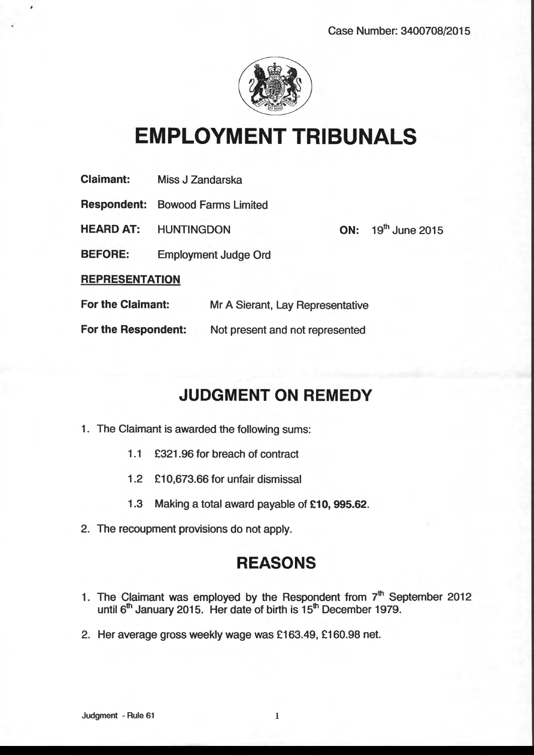Case Number: 3400708/2015

# EMPLOYMENT TRIBUNALS

**Claimant:** Miss J Zandarska

**Respondent:** Bowood Farms Limited

**HEARD AT:** HUNTINGDON **ON:** 19th June 2015

**BEFORE:** Employment Judge Ord

**REPRESENTATION**

**For the Claimant:** Mr A Sierant, Lay Representative

**For the Respondent:** Not present and not represented

## JUDGMENT ON REMEDY

1. The Claimant is awarded the following sums:

   1.1 £321.96 for breach of contract

   1.2 £10,673.66 for unfair dismissal

   1.3 Making a total award payable of **£10, 995.62**.

2. The recoupment provisions do not apply.

## REASONS

1. The Claimant was employed by the Respondent from 7th September 2012 until 6th January 2015. Her date of birth is 15th December 1979.

2. Her average gross weekly wage was £163.49, £160.98 net.

Judgment - Rule 61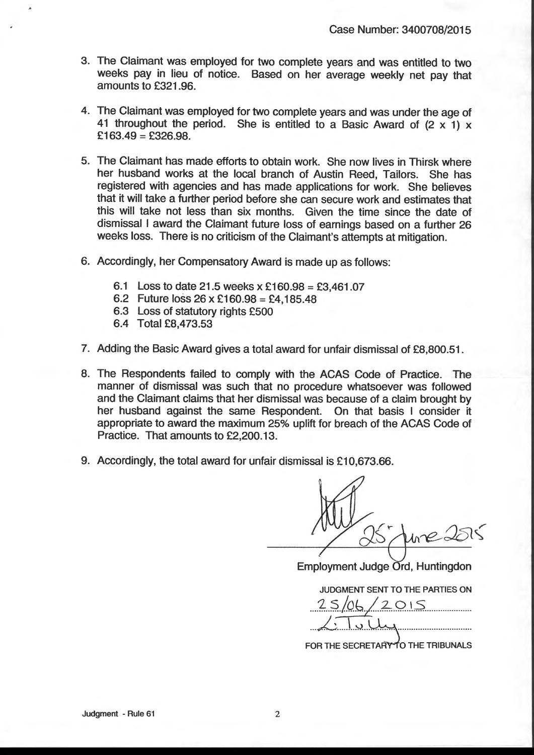Case Number: 3400708/2015

3. The Claimant was employed for two complete years and was entitled to two weeks pay in lieu of notice. Based on her average weekly net pay that amounts to £321.96.

4. The Claimant was employed for two complete years and was under the age of 41 throughout the period. She is entitled to a Basic Award of (2 x 1) x £163.49 = £326.98.

5. The Claimant has made efforts to obtain work. She now lives in Thirsk where her husband works at the local branch of Austin Reed, Tailors. She has registered with agencies and has made applications for work. She believes that it will take a further period before she can secure work and estimates that this will take not less than six months. Given the time since the date of dismissal I award the Claimant future loss of earnings based on a further 26 weeks loss. There is no criticism of the Claimant's attempts at mitigation.

6. Accordingly, her Compensatory Award is made up as follows:

   6.1 Loss to date 21.5 weeks x £160.98 = £3,461.07
   6.2 Future loss 26 x £160.98 = £4,185.48
   6.3 Loss of statutory rights £500
   6.4 Total £8,473.53

7. Adding the Basic Award gives a total award for unfair dismissal of £8,800.51.

8. The Respondents failed to comply with the ACAS Code of Practice. The manner of dismissal was such that no procedure whatsoever was followed and the Claimant claims that her dismissal was because of a claim brought by her husband against the same Respondent. On that basis I consider it appropriate to award the maximum 25% uplift for breach of the ACAS Code of Practice. That amounts to £2,200.13.

9. Accordingly, the total award for unfair dismissal is £10,673.66.

25th June 2015

Employment Judge Ord, Huntingdon

JUDGMENT SENT TO THE PARTIES ON

25/06/2015

L. Tully

FOR THE SECRETARY TO THE TRIBUNALS

Judgment - Rule 61